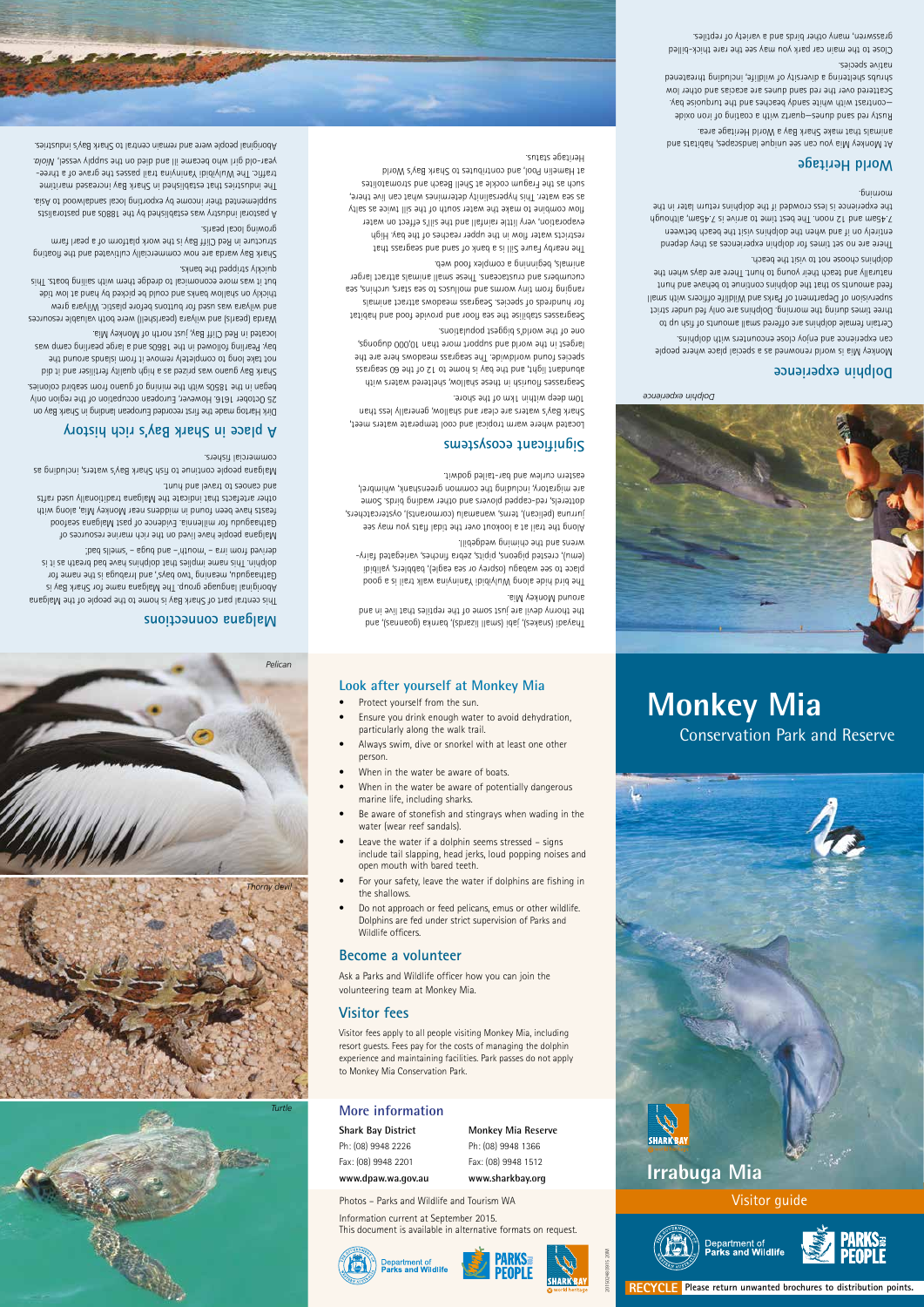# Monkey Mia

## Conservation Park and Reserve

# Irrabuga Mia

Visitor guide

Department of Parks and Wildlife

PARKS FOR PEOPLE

**RECYCLE** **Please return unwanted brochures to distribution points.**

Dolphin experience

## Dolphin experience

Monkey Mia is world renowned as a special place where people can experience and enjoy close encounters with dolphins.

Certain female dolphins are offered small amounts of fish up to three times during the morning. Dolphins are only fed under strict supervision of Department of Parks and Wildlife officers with small feed amounts so that the dolphins continue to behave and hunt naturally and teach their young to hunt. There are days when the dolphins choose not to visit the beach.

There are no set times for dolphin experiences as they depend entirely on if and when the dolphins visit the beach between 7.45am and 12 noon. The best time to arrive is 7.45am, although the experience is less crowded if the dolphins return later in the morning.

## World Heritage

At Monkey Mia you can see unique landscapes, habitats and animals that make Shark Bay a World Heritage area.

Rusty red sand dunes—quartz with a coating of iron oxide—contrast with white sandy beaches and the turquoise bay. Scattered over the red sand dunes are acacias and other low shrubs sheltering a diversity of wildlife, including threatened native species.

Close to the main car park you may see the rare thick-billed grasswren, many other birds and a variety of reptiles.

Thayagi (snakes), jabi (small lizards), barnka (goannas), and the thorny devil are just some of the reptiles that live in and around Monkey Mia.

The bird hide along Wulyibidi Yaninyina walk trail is a good place to see wabagu (osprey or sea eagle), babblers, yalibidi (emu), crested pigeons, pipits, zebra finches, variegated fairy-wrens and the chiming wedgebill.

Along the trail at a lookout over the tidal flats you may see jurruna (pelican), terns, wanamalu (cormorants), oystercatchers, dotterels, red-capped plovers and other wading birds. Some are migratory, including the common greenshank, whimbrel, eastern curlew and bar-tailed godwit.

## Significant ecosystems

Located where warm tropical and cool temperate waters meet, Shark Bay's waters are clear and shallow, generally less than 10m deep within 1km of the shore.

Seagrasses flourish in these shallow, sheltered waters with abundant light, and the bay is home to 12 of the 60 seagrass species found worldwide. The seagrass meadows here are the largest in the world and support more than 10,000 dugongs, one of the world's biggest populations.

Seagrasses stabilise the sea floor and provide food and habitat for hundreds of species. Seagrass meadows attract animals ranging from tiny worms and molluscs to sea stars, urchins, sea cucumbers and crustaceans. These small animals attract larger animals, beginning a complex food web.

The nearby Faure Sill is a bank of sand and seagrass that restricts water flow in the upper reaches of the bay. High evaporation, very little rainfall and the sill's effect on water flow combine to make the water south of the sill twice as salty as sea water. This hypersalinity determines what can live there, such as the Fragum cockle at Shell Beach and stromatolites at Hamelin Pool, and contributes to Shark Bay's World Heritage status.

## Malgana connections

This central part of Shark Bay is home to the people of the Malgana Aboriginal language group. The Malgana name for Shark Bay is Gathaagudu, meaning 'two bays', and Irrabuga is the name for dolphin. This name implies that dolphins have bad breath as it is derived from irra – 'mouth' – and buga – 'smells bad'.

Malgana people have lived on the rich marine resources of Gathaagudu for millennia. Evidence of past Malgana seafood feasts have been found in middens near Monkey Mia, along with other artefacts that indicate the Malgana traditionally used rafts and canoes to travel and hunt.

Malgana people continue to fish Shark Bay's waters, including as commercial fishers.

## A place in Shark Bay's rich history

Dirk Hartog made the first recorded European landing in Shark Bay on 25 October 1616. However, European occupation of the region only began in the 1850s with the mining of guano from seabird colonies.

Shark Bay guano was prized as a high quality fertiliser and it did not take long to completely remove it from islands around the bay. Pearling followed in the 1860s and a large pearling camp was located in Red Cliff Bay, just north of Monkey Mia.

Warda (pearls) and wilyara (pearlshell) were both valuable resources and wilyara was used for buttons before plastic. Wilyara grew thickly on shallow banks and could be picked by hand at low tide but it was more economical to dredge them with sailing boats. This quickly stripped the banks.

Shark Bay warda are now commercially cultivated and the floating structure in Red Cliff Bay is the work platform of a pearl farm growing local pearls.

A pastoral industry was established by the 1880s and pastoralists supplemented their income by exporting local sandalwood to Asia.

The industries that established in Shark Bay increased maritime traffic. The Wulyibidi Yaninyina trail passes the grave of a three-year-old girl who became ill and died on the supply vessel, *Mioia*. Aboriginal people were and remain central to Shark Bay's industries.

Pelican

Thorny devil

Turtle

## Look after yourself at Monkey Mia

- Protect yourself from the sun.
- Ensure you drink enough water to avoid dehydration, particularly along the walk trail.
- Always swim, dive or snorkel with at least one other person.
- When in the water be aware of boats.
- When in the water be aware of potentially dangerous marine life, including sharks.
- Be aware of stonefish and stingrays when wading in the water (wear reef sandals).
- Leave the water if a dolphin seems stressed – signs include tail slapping, head jerks, loud popping noises and open mouth with bared teeth.
- For your safety, leave the water if dolphins are fishing in the shallows.
- Do not approach or feed pelicans, emus or other wildlife. Dolphins are fed under strict supervision of Parks and Wildlife officers.

## Become a volunteer

Ask a Parks and Wildlife officer how you can join the volunteering team at Monkey Mia.

## Visitor fees

Visitor fees apply to all people visiting Monkey Mia, including resort guests. Fees pay for the costs of managing the dolphin experience and maintaining facilities. Park passes do not apply to Monkey Mia Conservation Park.

## More information

| **Shark Bay District** | **Monkey Mia Reserve** |
| --- | --- |
| Ph: (08) 9948 2226 | Ph: (08) 9948 1366 |
| Fax: (08) 9948 2201 | Fax: (08) 9948 1512 |
| **www.dpaw.wa.gov.au** | **www.sharkbay.org** |

Photos – Parks and Wildlife and Tourism WA

Information current at September 2015.
This document is available in alternative formats on request.

Department of Parks and Wildlife

PARKS FOR PEOPLE

SHARK BAY World Heritage

2015024M0915 2M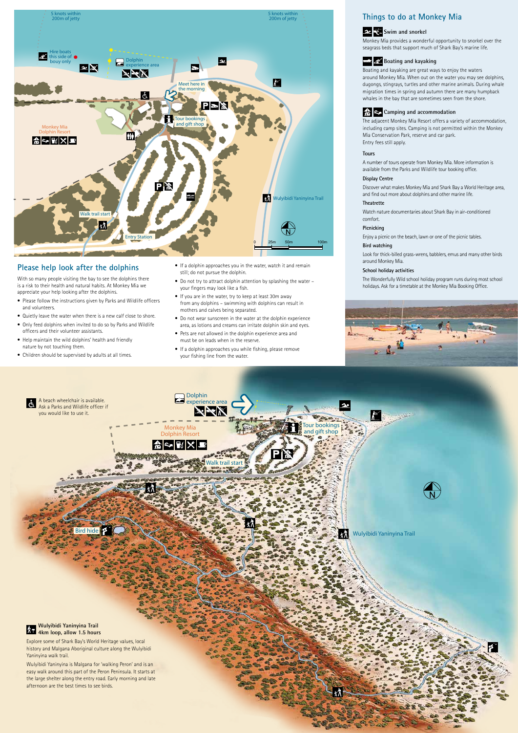5 knots within 200m of jetty

5 knots within 200m of jetty

Hire boats this side of bouy only

Dolphin experience area

Meet here in the morning

Tour bookings and gift shop

Monkey Mia Dolphin Resort

Walk trail start

Entry Station

Wulyibidi Yaninyina Trail

0 25m 50m 100m

N

## Please help look after the dolphins

With so many people visiting the bay to see the dolphins there is a risk to their health and natural habits. At Monkey Mia we appreciate your help looking after the dolphins.

- Please follow the instructions given by Parks and Wildlife officers and volunteers.
- Quietly leave the water when there is a new calf close to shore.
- Only feed dolphins when invited to do so by Parks and Wildlife officers and their volunteer assistants.
- Help maintain the wild dolphins' health and friendly nature by not touching them.
- Children should be supervised by adults at all times.
- If a dolphin approaches you in the water, watch it and remain still; do not pursue the dolphin.
- Do not try to attract dolphin attention by splashing the water – your fingers may look like a fish.
- If you are in the water, try to keep at least 30m away from any dolphins – swimming with dolphins can result in mothers and calves being separated.
- Do not wear sunscreen in the water at the dolphin experience area, as lotions and creams can irritate dolphin skin and eyes.
- Pets are not allowed in the dolphin experience area and must be on leads when in the reserve.
- If a dolphin approaches you while fishing, please remove your fishing line from the water.

## Things to do at Monkey Mia

### Swim and snorkel

Monkey Mia provides a wonderful opportunity to snorkel over the seagrass beds that support much of Shark Bay's marine life.

### Boating and kayaking

Boating and kayaking are great ways to enjoy the waters around Monkey Mia. When out on the water you may see dolphins, dugongs, stingrays, turtles and other marine animals. During whale migration times in spring and autumn there are many humpback whales in the bay that are sometimes seen from the shore.

### Camping and accommodation

The adjacent Monkey Mia Resort offers a variety of accommodation, including camp sites. Camping is not permitted within the Monkey Mia Conservation Park, reserve and car park.

Entry fees still apply.

### Tours

A number of tours operate from Monkey Mia. More information is available from the Parks and Wildlife tour booking office.

### Display Centre

Discover what makes Monkey Mia and Shark Bay a World Heritage area, and find out more about dolphins and other marine life.

### Theatrette

Watch nature documentaries about Shark Bay in air-conditioned comfort.

### Picnicking

Enjoy a picnic on the beach, lawn or one of the picnic tables.

### Bird watching

Look for thick-billed grass-wrens, babblers, emus and many other birds around Monkey Mia.

### School holiday activities

The Wonderfully Wild school holiday program runs during most school holidays. Ask for a timetable at the Monkey Mia Booking Office.

A beach wheelchair is available. Ask a Parks and Wildlife officer if you would like to use it.

Dolphin experience area

Monkey Mia Dolphin Resort

Tour bookings and gift shop

Walk trail start

Bird hide

Wulyibidi Yaninyina Trail

N

### Wulyibidi Yaninyina Trail
**4km loop, allow 1.5 hours**

Explore some of Shark Bay's World Heritage values, local history and Malgana Aboriginal culture along the Wulyibidi Yaninyina walk trail.

Wulyibidi Yaninyina is Malgana for 'walking Peron' and is an easy walk around this part of the Peron Peninsula. It starts at the large shelter along the entry road. Early morning and late afternoon are the best times to see birds.